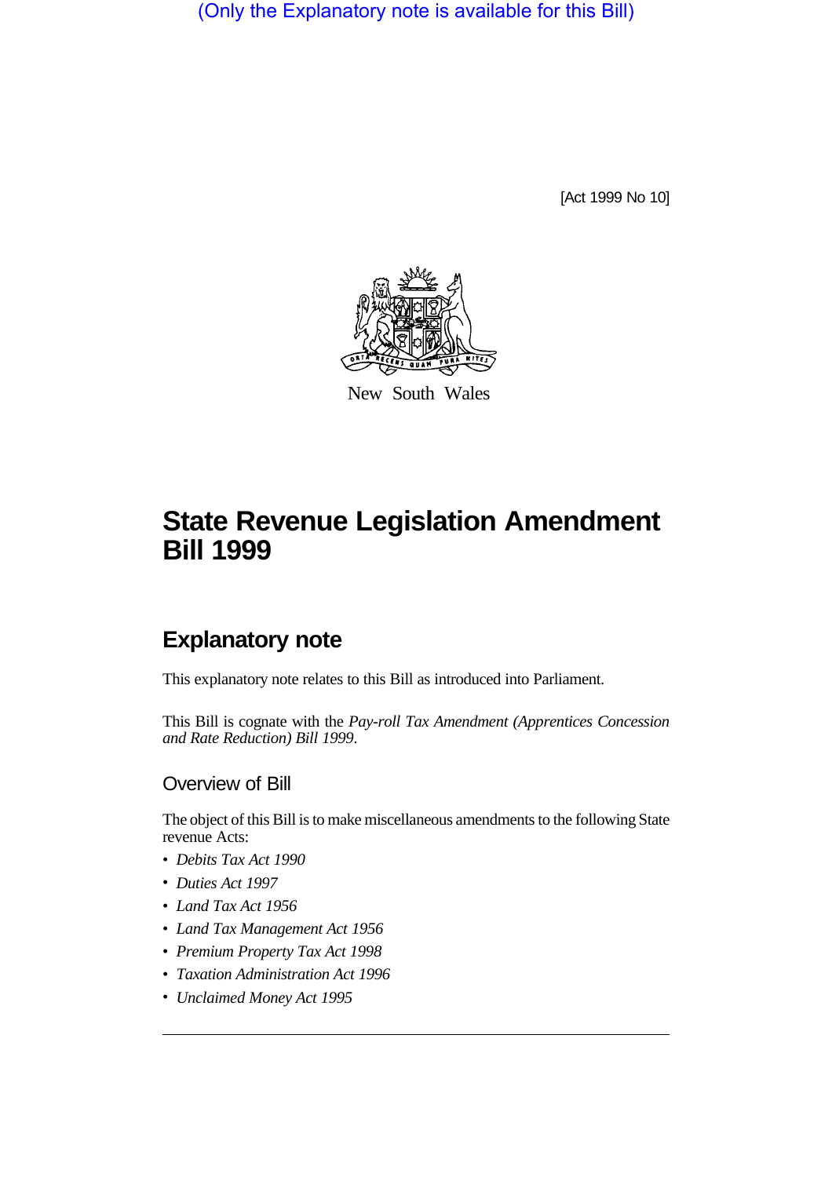(Only the Explanatory note is available for this Bill)

[Act 1999 No 10]

New South Wales

# State Revenue Legislation Amendment Bill 1999

## Explanatory note

This explanatory note relates to this Bill as introduced into Parliament.

This Bill is cognate with the *Pay-roll Tax Amendment (Apprentices Concession and Rate Reduction) Bill 1999*.

### Overview of Bill

The object of this Bill is to make miscellaneous amendments to the following State revenue Acts:

- *Debits Tax Act 1990*
- *Duties Act 1997*
- *Land Tax Act 1956*
- *Land Tax Management Act 1956*
- *Premium Property Tax Act 1998*
- *Taxation Administration Act 1996*
- *Unclaimed Money Act 1995*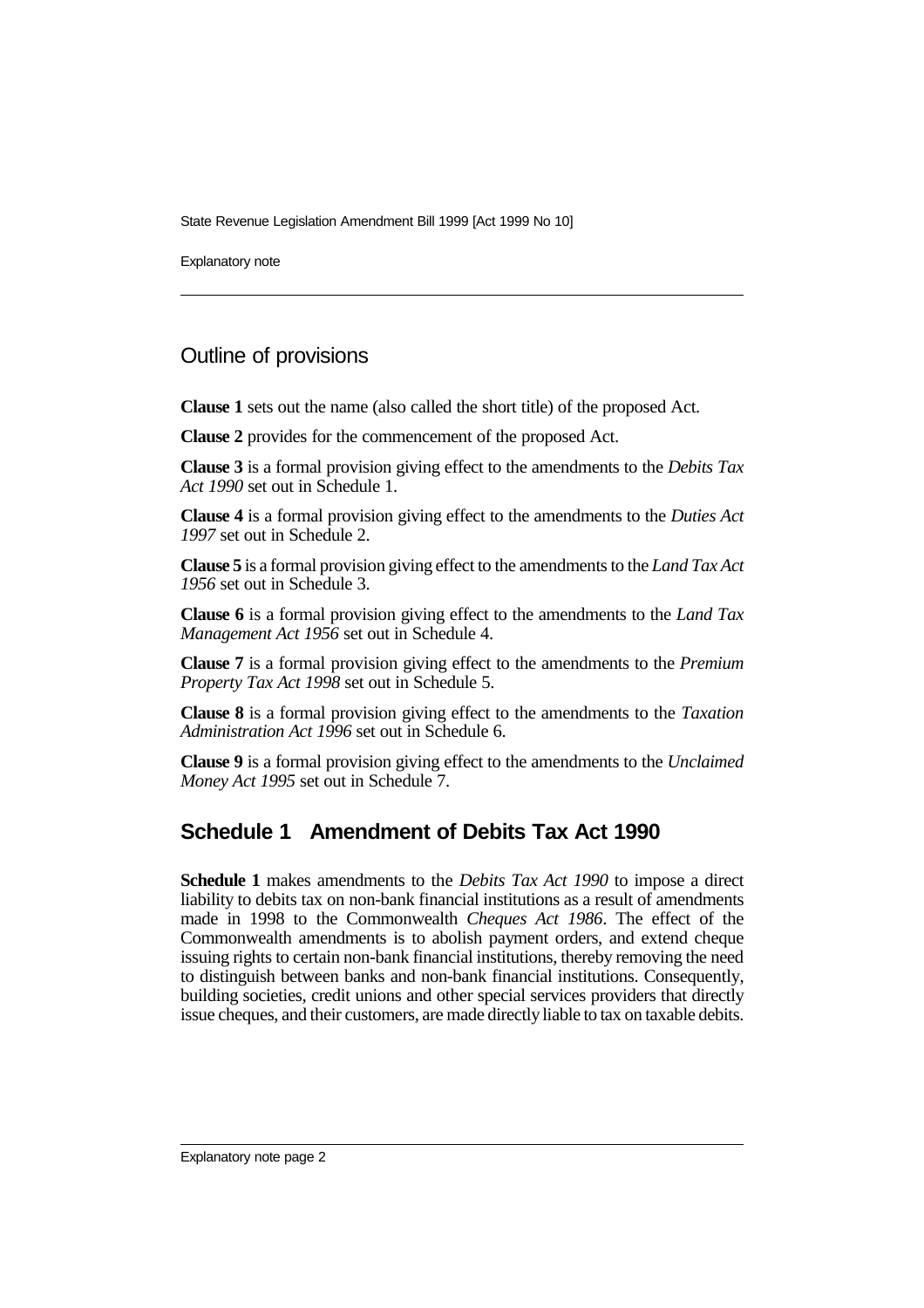## Outline of provisions

**Clause 1** sets out the name (also called the short title) of the proposed Act.

**Clause 2** provides for the commencement of the proposed Act.

**Clause 3** is a formal provision giving effect to the amendments to the *Debits Tax Act 1990* set out in Schedule 1.

**Clause 4** is a formal provision giving effect to the amendments to the *Duties Act 1997* set out in Schedule 2.

**Clause 5** is a formal provision giving effect to the amendments to the *Land Tax Act 1956* set out in Schedule 3.

**Clause 6** is a formal provision giving effect to the amendments to the *Land Tax Management Act 1956* set out in Schedule 4.

**Clause 7** is a formal provision giving effect to the amendments to the *Premium Property Tax Act 1998* set out in Schedule 5.

**Clause 8** is a formal provision giving effect to the amendments to the *Taxation Administration Act 1996* set out in Schedule 6.

**Clause 9** is a formal provision giving effect to the amendments to the *Unclaimed Money Act 1995* set out in Schedule 7.

## Schedule 1 Amendment of Debits Tax Act 1990

**Schedule 1** makes amendments to the *Debits Tax Act 1990* to impose a direct liability to debits tax on non-bank financial institutions as a result of amendments made in 1998 to the Commonwealth *Cheques Act 1986*. The effect of the Commonwealth amendments is to abolish payment orders, and extend cheque issuing rights to certain non-bank financial institutions, thereby removing the need to distinguish between banks and non-bank financial institutions. Consequently, building societies, credit unions and other special services providers that directly issue cheques, and their customers, are made directly liable to tax on taxable debits.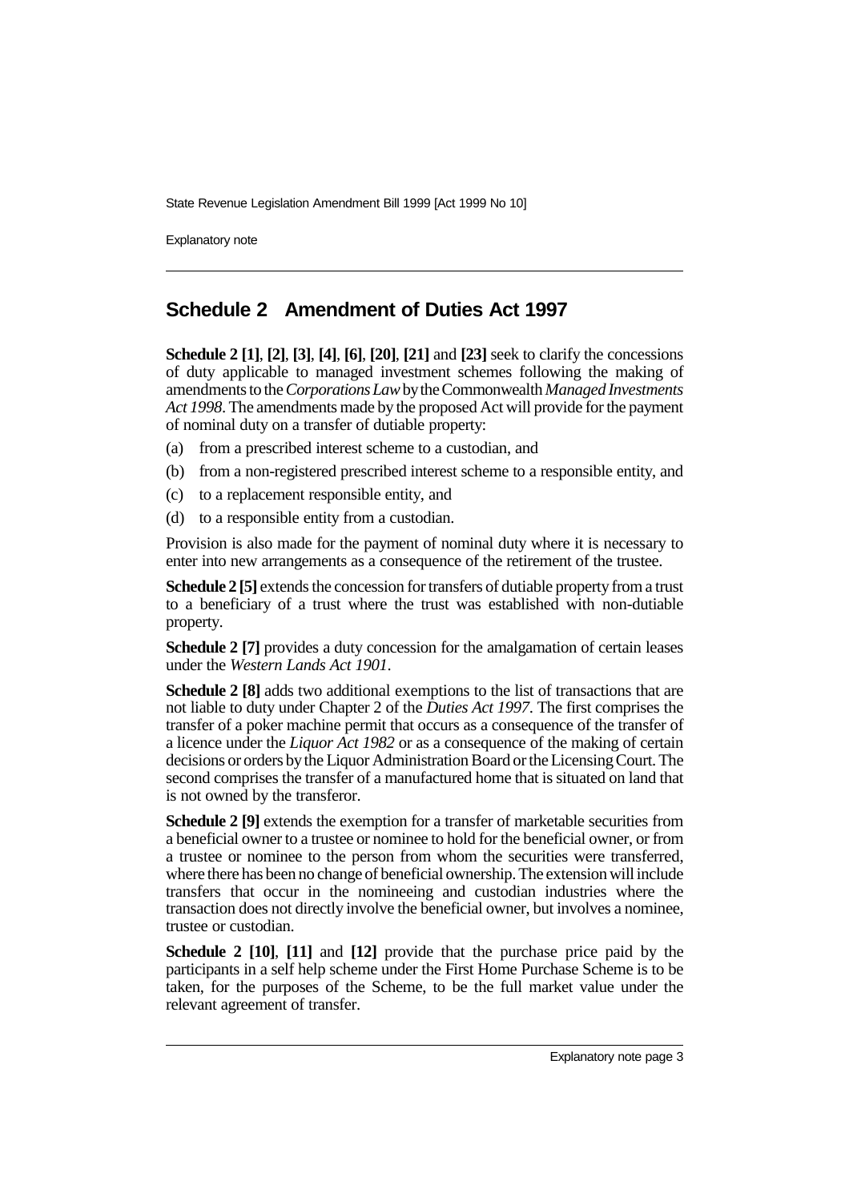## Schedule 2 Amendment of Duties Act 1997

**Schedule 2 [1]**, **[2]**, **[3]**, **[4]**, **[6]**, **[20]**, **[21]** and **[23]** seek to clarify the concessions of duty applicable to managed investment schemes following the making of amendments to the *Corporations Law* by the Commonwealth *Managed Investments Act 1998*. The amendments made by the proposed Act will provide for the payment of nominal duty on a transfer of dutiable property:

(a) from a prescribed interest scheme to a custodian, and

(b) from a non-registered prescribed interest scheme to a responsible entity, and

(c) to a replacement responsible entity, and

(d) to a responsible entity from a custodian.

Provision is also made for the payment of nominal duty where it is necessary to enter into new arrangements as a consequence of the retirement of the trustee.

**Schedule 2 [5]** extends the concession for transfers of dutiable property from a trust to a beneficiary of a trust where the trust was established with non-dutiable property.

**Schedule 2 [7]** provides a duty concession for the amalgamation of certain leases under the *Western Lands Act 1901*.

**Schedule 2 [8]** adds two additional exemptions to the list of transactions that are not liable to duty under Chapter 2 of the *Duties Act 1997*. The first comprises the transfer of a poker machine permit that occurs as a consequence of the transfer of a licence under the *Liquor Act 1982* or as a consequence of the making of certain decisions or orders by the Liquor Administration Board or the Licensing Court. The second comprises the transfer of a manufactured home that is situated on land that is not owned by the transferor.

**Schedule 2 [9]** extends the exemption for a transfer of marketable securities from a beneficial owner to a trustee or nominee to hold for the beneficial owner, or from a trustee or nominee to the person from whom the securities were transferred, where there has been no change of beneficial ownership. The extension will include transfers that occur in the nomineeing and custodian industries where the transaction does not directly involve the beneficial owner, but involves a nominee, trustee or custodian.

**Schedule 2 [10]**, **[11]** and **[12]** provide that the purchase price paid by the participants in a self help scheme under the First Home Purchase Scheme is to be taken, for the purposes of the Scheme, to be the full market value under the relevant agreement of transfer.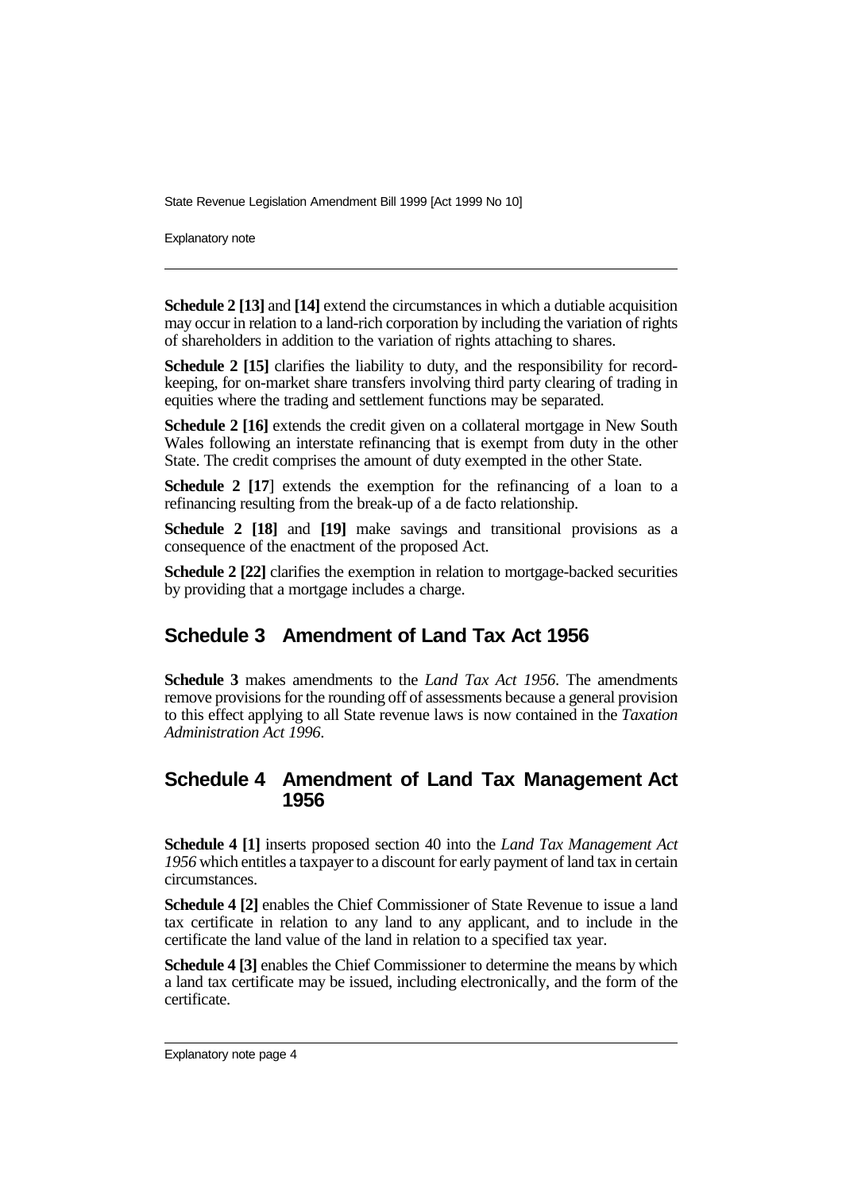**Schedule 2 [13]** and **[14]** extend the circumstances in which a dutiable acquisition may occur in relation to a land-rich corporation by including the variation of rights of shareholders in addition to the variation of rights attaching to shares.

**Schedule 2 [15]** clarifies the liability to duty, and the responsibility for record-keeping, for on-market share transfers involving third party clearing of trading in equities where the trading and settlement functions may be separated.

**Schedule 2 [16]** extends the credit given on a collateral mortgage in New South Wales following an interstate refinancing that is exempt from duty in the other State. The credit comprises the amount of duty exempted in the other State.

**Schedule 2 [17**] extends the exemption for the refinancing of a loan to a refinancing resulting from the break-up of a de facto relationship.

**Schedule 2 [18]** and **[19]** make savings and transitional provisions as a consequence of the enactment of the proposed Act.

**Schedule 2 [22]** clarifies the exemption in relation to mortgage-backed securities by providing that a mortgage includes a charge.

## Schedule 3 Amendment of Land Tax Act 1956

**Schedule 3** makes amendments to the *Land Tax Act 1956*. The amendments remove provisions for the rounding off of assessments because a general provision to this effect applying to all State revenue laws is now contained in the *Taxation Administration Act 1996*.

## Schedule 4 Amendment of Land Tax Management Act 1956

**Schedule 4 [1]** inserts proposed section 40 into the *Land Tax Management Act 1956* which entitles a taxpayer to a discount for early payment of land tax in certain circumstances.

**Schedule 4 [2]** enables the Chief Commissioner of State Revenue to issue a land tax certificate in relation to any land to any applicant, and to include in the certificate the land value of the land in relation to a specified tax year.

**Schedule 4 [3]** enables the Chief Commissioner to determine the means by which a land tax certificate may be issued, including electronically, and the form of the certificate.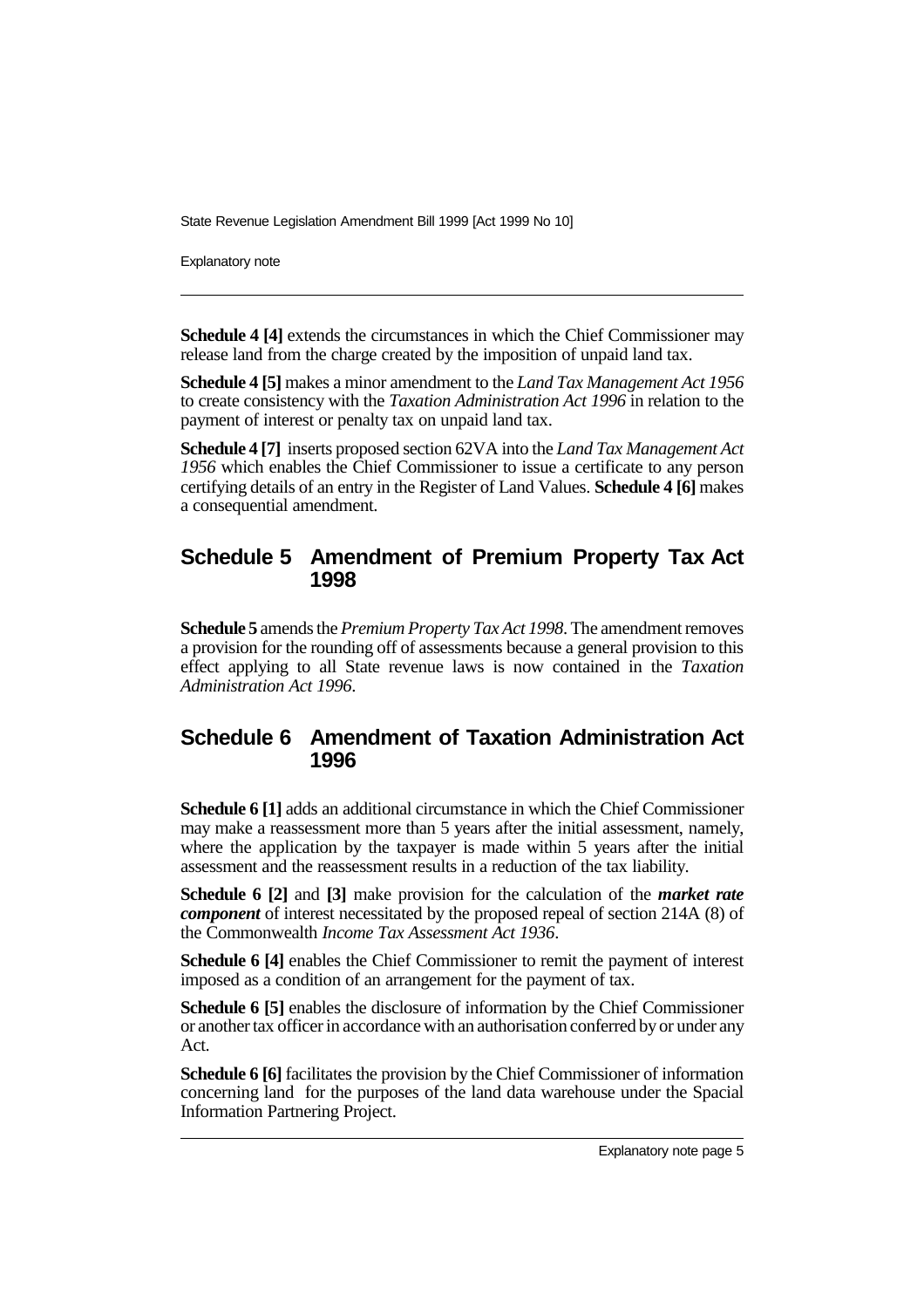**Schedule 4 [4]** extends the circumstances in which the Chief Commissioner may release land from the charge created by the imposition of unpaid land tax.

**Schedule 4 [5]** makes a minor amendment to the *Land Tax Management Act 1956* to create consistency with the *Taxation Administration Act 1996* in relation to the payment of interest or penalty tax on unpaid land tax.

**Schedule 4 [7]** inserts proposed section 62VA into the *Land Tax Management Act 1956* which enables the Chief Commissioner to issue a certificate to any person certifying details of an entry in the Register of Land Values. **Schedule 4 [6]** makes a consequential amendment.

## Schedule 5 Amendment of Premium Property Tax Act 1998

**Schedule 5** amends the *Premium Property Tax Act 1998*. The amendment removes a provision for the rounding off of assessments because a general provision to this effect applying to all State revenue laws is now contained in the *Taxation Administration Act 1996*.

## Schedule 6 Amendment of Taxation Administration Act 1996

**Schedule 6 [1]** adds an additional circumstance in which the Chief Commissioner may make a reassessment more than 5 years after the initial assessment, namely, where the application by the taxpayer is made within 5 years after the initial assessment and the reassessment results in a reduction of the tax liability.

**Schedule 6 [2]** and **[3]** make provision for the calculation of the ***market rate component*** of interest necessitated by the proposed repeal of section 214A (8) of the Commonwealth *Income Tax Assessment Act 1936*.

**Schedule 6 [4]** enables the Chief Commissioner to remit the payment of interest imposed as a condition of an arrangement for the payment of tax.

**Schedule 6 [5]** enables the disclosure of information by the Chief Commissioner or another tax officer in accordance with an authorisation conferred by or under any Act.

**Schedule 6 [6]** facilitates the provision by the Chief Commissioner of information concerning land for the purposes of the land data warehouse under the Spacial Information Partnering Project.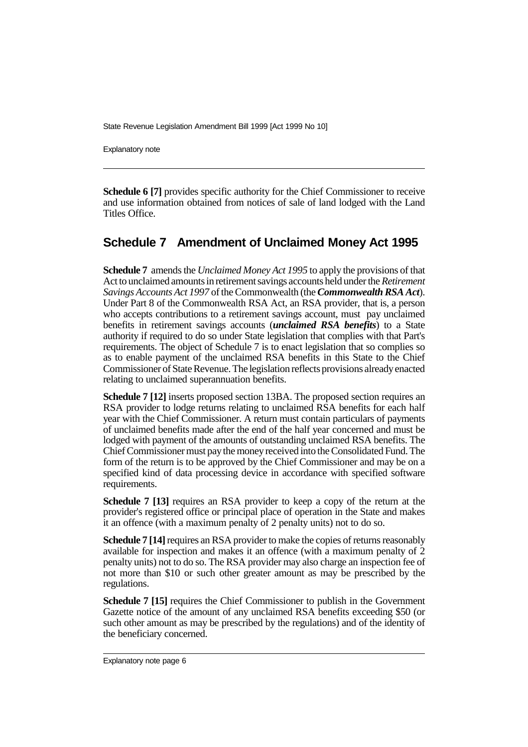**Schedule 6 [7]** provides specific authority for the Chief Commissioner to receive and use information obtained from notices of sale of land lodged with the Land Titles Office.

## Schedule 7 Amendment of Unclaimed Money Act 1995

**Schedule 7** amends the *Unclaimed Money Act 1995* to apply the provisions of that Act to unclaimed amounts in retirement savings accounts held under the *Retirement Savings Accounts Act 1997* of the Commonwealth (the ***Commonwealth RSA Act***). Under Part 8 of the Commonwealth RSA Act, an RSA provider, that is, a person who accepts contributions to a retirement savings account, must pay unclaimed benefits in retirement savings accounts (***unclaimed RSA benefits***) to a State authority if required to do so under State legislation that complies with that Part's requirements. The object of Schedule 7 is to enact legislation that so complies so as to enable payment of the unclaimed RSA benefits in this State to the Chief Commissioner of State Revenue. The legislation reflects provisions already enacted relating to unclaimed superannuation benefits.

**Schedule 7 [12]** inserts proposed section 13BA. The proposed section requires an RSA provider to lodge returns relating to unclaimed RSA benefits for each half year with the Chief Commissioner. A return must contain particulars of payments of unclaimed benefits made after the end of the half year concerned and must be lodged with payment of the amounts of outstanding unclaimed RSA benefits. The Chief Commissioner must pay the money received into the Consolidated Fund. The form of the return is to be approved by the Chief Commissioner and may be on a specified kind of data processing device in accordance with specified software requirements.

**Schedule 7 [13]** requires an RSA provider to keep a copy of the return at the provider's registered office or principal place of operation in the State and makes it an offence (with a maximum penalty of 2 penalty units) not to do so.

**Schedule 7 [14]** requires an RSA provider to make the copies of returns reasonably available for inspection and makes it an offence (with a maximum penalty of 2 penalty units) not to do so. The RSA provider may also charge an inspection fee of not more than $10 or such other greater amount as may be prescribed by the regulations.

**Schedule 7 [15]** requires the Chief Commissioner to publish in the Government Gazette notice of the amount of any unclaimed RSA benefits exceeding $50 (or such other amount as may be prescribed by the regulations) and of the identity of the beneficiary concerned.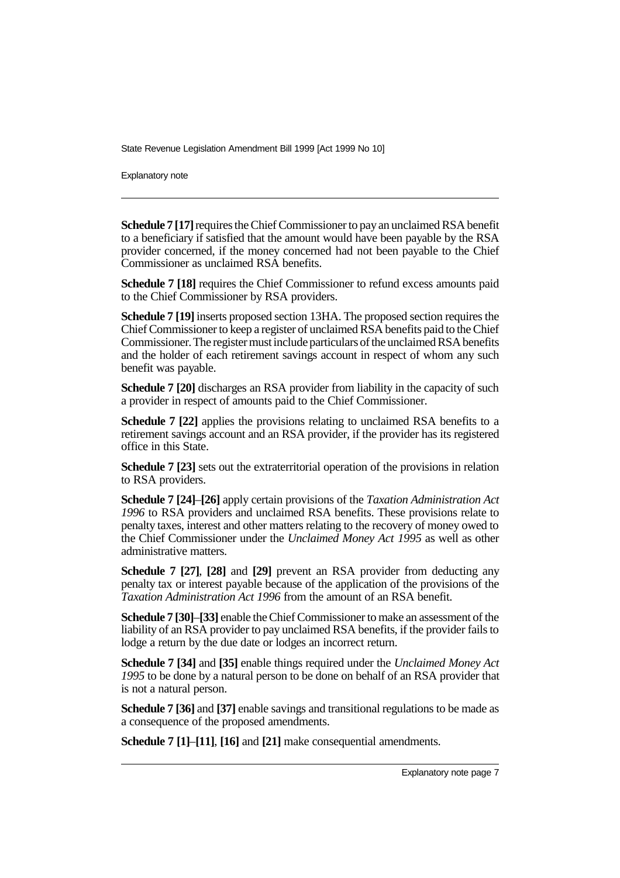**Schedule 7 [17]** requires the Chief Commissioner to pay an unclaimed RSA benefit to a beneficiary if satisfied that the amount would have been payable by the RSA provider concerned, if the money concerned had not been payable to the Chief Commissioner as unclaimed RSA benefits.

**Schedule 7 [18]** requires the Chief Commissioner to refund excess amounts paid to the Chief Commissioner by RSA providers.

**Schedule 7 [19]** inserts proposed section 13HA. The proposed section requires the Chief Commissioner to keep a register of unclaimed RSA benefits paid to the Chief Commissioner. The register must include particulars of the unclaimed RSA benefits and the holder of each retirement savings account in respect of whom any such benefit was payable.

**Schedule 7 [20]** discharges an RSA provider from liability in the capacity of such a provider in respect of amounts paid to the Chief Commissioner.

**Schedule 7 [22]** applies the provisions relating to unclaimed RSA benefits to a retirement savings account and an RSA provider, if the provider has its registered office in this State.

**Schedule 7 [23]** sets out the extraterritorial operation of the provisions in relation to RSA providers.

**Schedule 7 [24]**–**[26]** apply certain provisions of the *Taxation Administration Act 1996* to RSA providers and unclaimed RSA benefits. These provisions relate to penalty taxes, interest and other matters relating to the recovery of money owed to the Chief Commissioner under the *Unclaimed Money Act 1995* as well as other administrative matters.

**Schedule 7 [27]**, **[28]** and **[29]** prevent an RSA provider from deducting any penalty tax or interest payable because of the application of the provisions of the *Taxation Administration Act 1996* from the amount of an RSA benefit.

**Schedule 7 [30]**–**[33]** enable the Chief Commissioner to make an assessment of the liability of an RSA provider to pay unclaimed RSA benefits, if the provider fails to lodge a return by the due date or lodges an incorrect return.

**Schedule 7 [34]** and **[35]** enable things required under the *Unclaimed Money Act 1995* to be done by a natural person to be done on behalf of an RSA provider that is not a natural person.

**Schedule 7 [36]** and **[37]** enable savings and transitional regulations to be made as a consequence of the proposed amendments.

**Schedule 7 [1]**–**[11]**, **[16]** and **[21]** make consequential amendments.